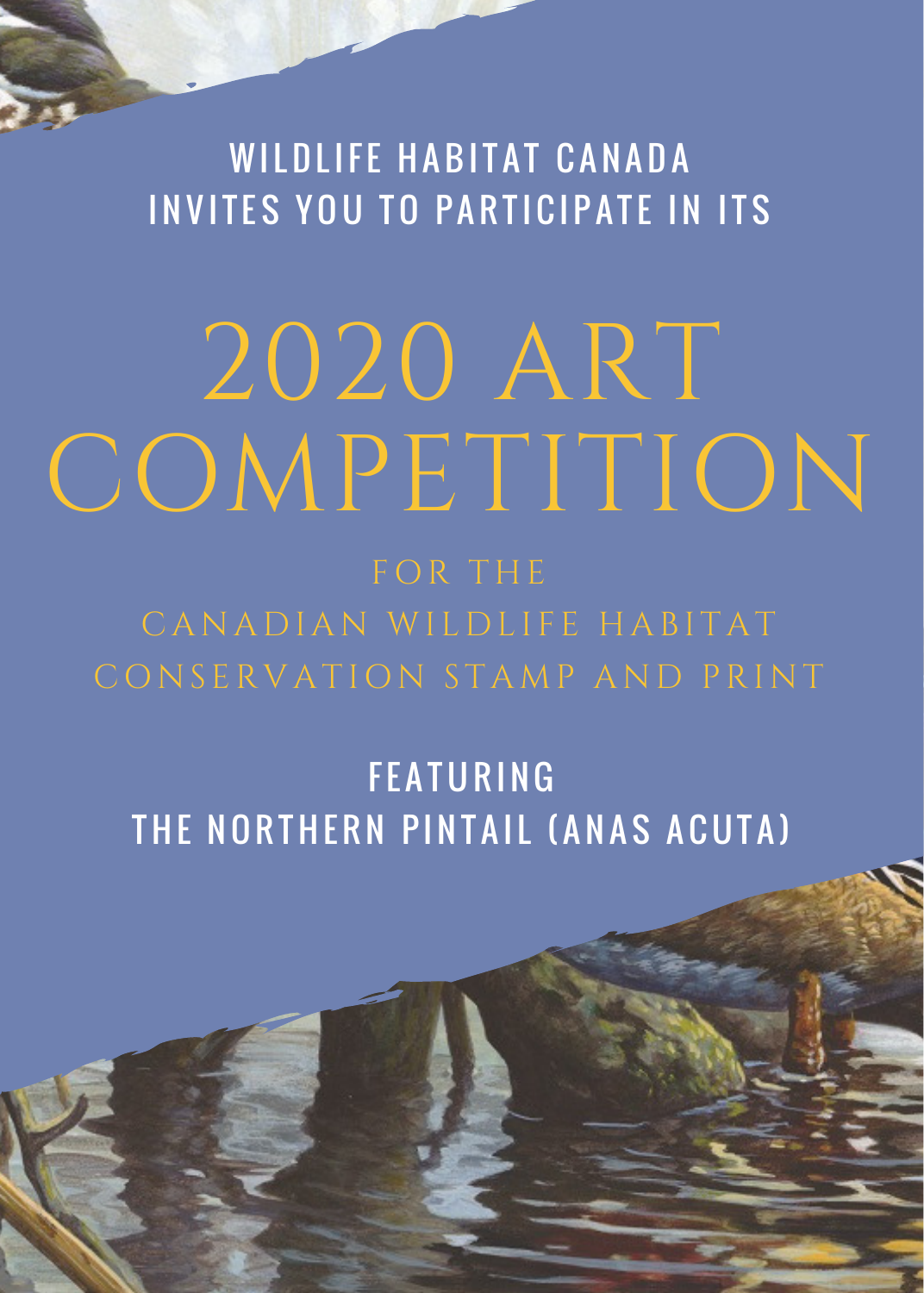WILDLIFE HABITAT CANADA
INVITES YOU TO PARTICIPATE IN ITS

# 2020 ART COMPETITION

FOR THE
CANADIAN WILDLIFE HABITAT
CONSERVATION STAMP AND PRINT

## FEATURING
## THE NORTHERN PINTAIL (ANAS ACUTA)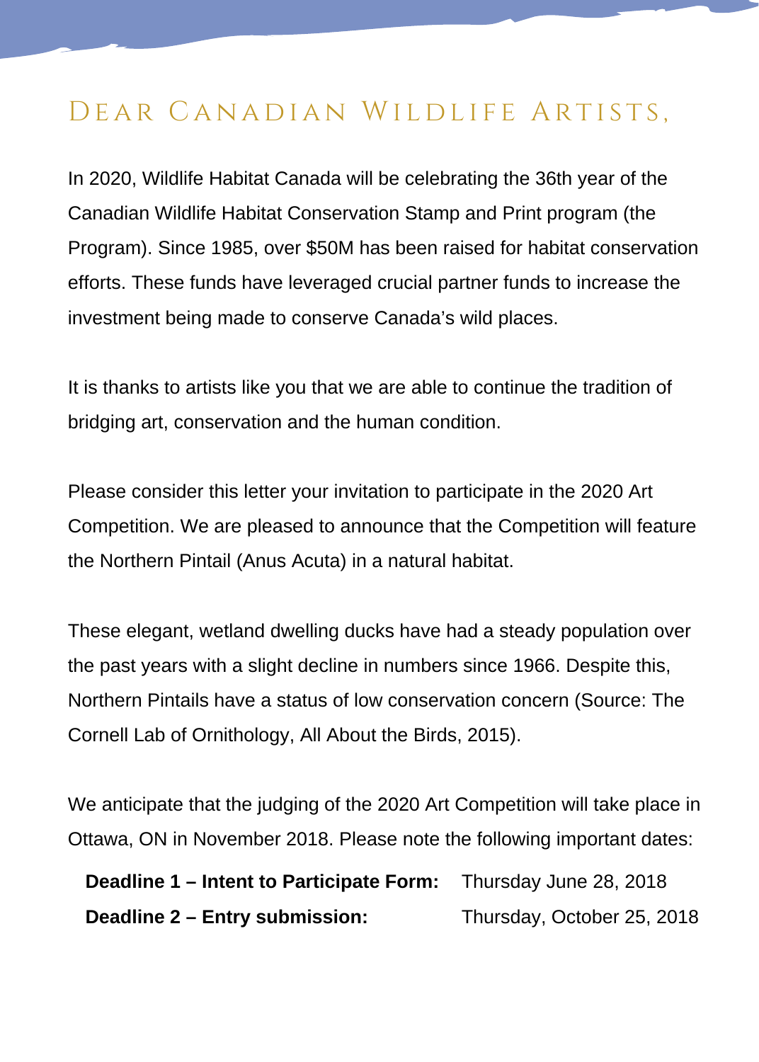# Dear Canadian Wildlife Artists,

In 2020, Wildlife Habitat Canada will be celebrating the 36th year of the Canadian Wildlife Habitat Conservation Stamp and Print program (the Program). Since 1985, over $50M has been raised for habitat conservation efforts. These funds have leveraged crucial partner funds to increase the investment being made to conserve Canada's wild places.

It is thanks to artists like you that we are able to continue the tradition of bridging art, conservation and the human condition.

Please consider this letter your invitation to participate in the 2020 Art Competition. We are pleased to announce that the Competition will feature the Northern Pintail (Anus Acuta) in a natural habitat.

These elegant, wetland dwelling ducks have had a steady population over the past years with a slight decline in numbers since 1966. Despite this, Northern Pintails have a status of low conservation concern (Source: The Cornell Lab of Ornithology, All About the Birds, 2015).

We anticipate that the judging of the 2020 Art Competition will take place in Ottawa, ON in November 2018. Please note the following important dates:

**Deadline 1 – Intent to Participate Form:** Thursday June 28, 2018

**Deadline 2 – Entry submission:** Thursday, October 25, 2018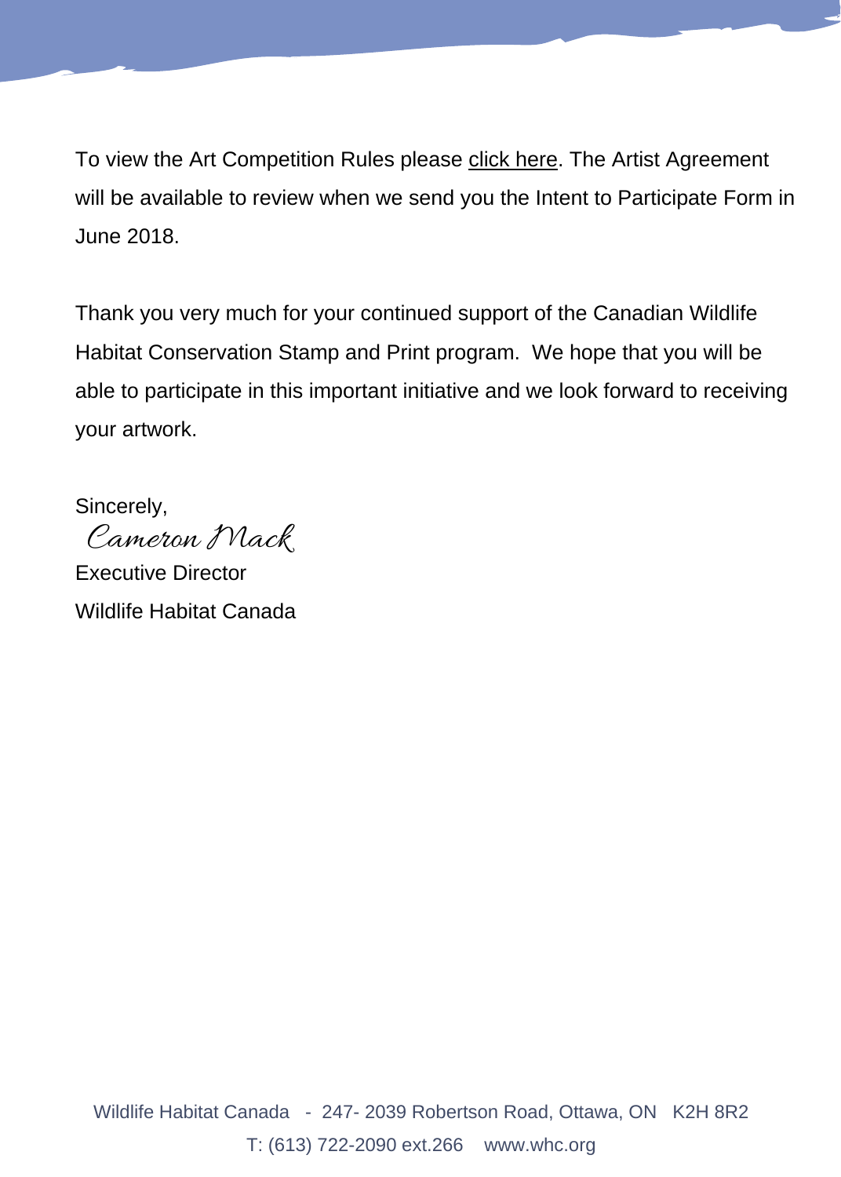To view the Art Competition Rules please click here. The Artist Agreement will be available to review when we send you the Intent to Participate Form in June 2018.

Thank you very much for your continued support of the Canadian Wildlife Habitat Conservation Stamp and Print program. We hope that you will be able to participate in this important initiative and we look forward to receiving your artwork.

Sincerely,

Cameron Mack

Executive Director

Wildlife Habitat Canada

Wildlife Habitat Canada - 247- 2039 Robertson Road, Ottawa, ON K2H 8R2

T: (613) 722-2090 ext.266 www.whc.org